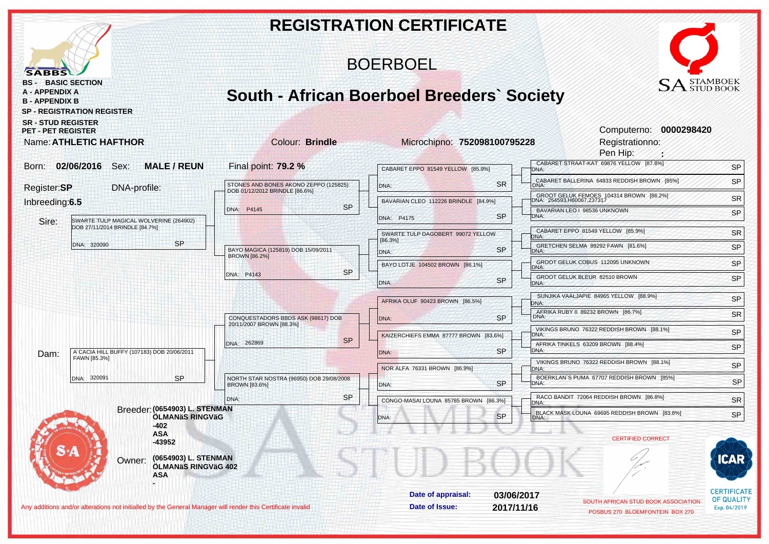# REGISTRATION CERTIFICATE

## BOERBOEL

## South - African Boerboel Breeders` Society

SABBS

- BS - BASIC SECTION
- A - APPENDIX A
- B - APPENDIX B
- SP - REGISTRATION REGISTER
- SR - STUD REGISTER
- PET - PET REGISTER

SA STAMBOEK STUD BOOK

Computerno: **0000298420**
Registrationno:
Pen Hip: **:**

Name: **ATHLETIC HAFTHOR** Colour: **Brindle** Microchipno: **752098100795228**

Born: **02/06/2016** Sex: **MALE / REUN** Final point: **79.2 %**

Register: **SP** DNA-profile:

Inbreeding: **6.5**

| Parents | Grandparents | Great-grandparents | Great-great-grandparents |
|---|---|---|---|
| **Sire:** SWARTE TULP MAGICAL WOLVERINE (264902) DOB 27/11/2014 BRINDLE [84.7%] DNA: 320090 SP | STONES AND BONES AKONO ZEPPO (125825) DOB 01/12/2012 BRINDLE [86.6%] DNA: P4145 SP | CABARET EPPO 81549 YELLOW [85.9%] DNA: SR | CABARET STRAAT-KAT 69876 YELLOW [87.8%] DNA: SP |
| | | | CABARET BALLERINA 64833 REDDISH BROWN [85%] DNA: SP |
| | | BAVARIAN CLEO 112226 BRINDLE [84.9%] DNA: P4175 SP | GROOT GELUK FEMOES 104314 BROWN [86.2%] DNA: 254593,H60067,237317 SR |
| | | | BAVARIAN LEO I 98536 UNKNOWN DNA: SP |
| | BAYO MAGICA (125819) DOB 15/09/2011 BROWN [86.2%] DNA: P4143 SP | SWARTE TULP DAGOBERT 99072 YELLOW [86.3%] DNA: SP | CABARET EPPO 81549 YELLOW [85.9%] DNA: SR |
| | | | GRETCHEN SELMA 89292 FAWN [81.6%] DNA: SP |
| | | BAYO LOTJE 104502 BROWN [86.1%] DNA: SP | GROOT GELUK COBUS 112095 UNKNOWN DNA: SP |
| | | | GROOT GELUK BLEUR 82510 BROWN DNA: SP |
| **Dam:** A CACIA HILL BUFFY (107183) DOB 20/06/2011 FAWN [85.3%] DNA: 320091 SP | CONQUESTADORS BBDS ASK (98617) DOB 20/11/2007 BROWN [88.3%] DNA: 262869 SP | AFRIKA OLUF 90423 BROWN [86.5%] DNA: SP | SUNJIKA VAALJAPIE 84965 YELLOW [88.9%] DNA: SP |
| | | | AFRIKA RUBY II 89232 BROWN [86.7%] DNA: SR |
| | | KAIZERCHIEFS EMMA 87777 BROWN [83.6%] DNA: SP | VIKINGS BRUNO 76322 REDDISH BROWN [88.1%] DNA: SP |
| | | | AFRIKA TINKELS 63209 BROWN [88.4%] DNA: SP |
| | NORTH STAR NOSTRA (96950) DOB 29/08/2008 BROWN [83.6%] DNA: SP | NOR ALFA 76331 BROWN [86.9%] DNA: SP | VIKINGS BRUNO 76322 REDDISH BROWN [88.1%] DNA: SP |
| | | | BOERKLAN`S PUMA 67707 REDDISH BROWN [85%] DNA: SP |
| | | CONGO-MASAI LOUNA 85785 BROWN [86.3%] DNA: SP | RACO BANDIT 72064 REDDISH BROWN [86.8%] DNA: SR |
| | | | BLACK MASK LOUNA 69695 REDDISH BROWN [83.8%] DNA: SP |

Breeder: **(0654903) L. STENMAN ÖLMANäS RINGVäG -402 ASA -43952**

Owner: **(0654903) L. STENMAN ÖLMANäS RINGVäG 402 ASA -**

CERTIFIED CORRECT

Date of appraisal: **03/06/2017**
Date of Issue: **2017/11/16**

SOUTH AFRICAN STUD BOOK ASSOCIATION
POSBUS 270 BLOEMFONTEIN BOX 270

ICAR CERTIFICATE OF QUALITY Exp. 04/2019

Any additions and/or alterations not initialled by the General Manager will render this Certificate invalid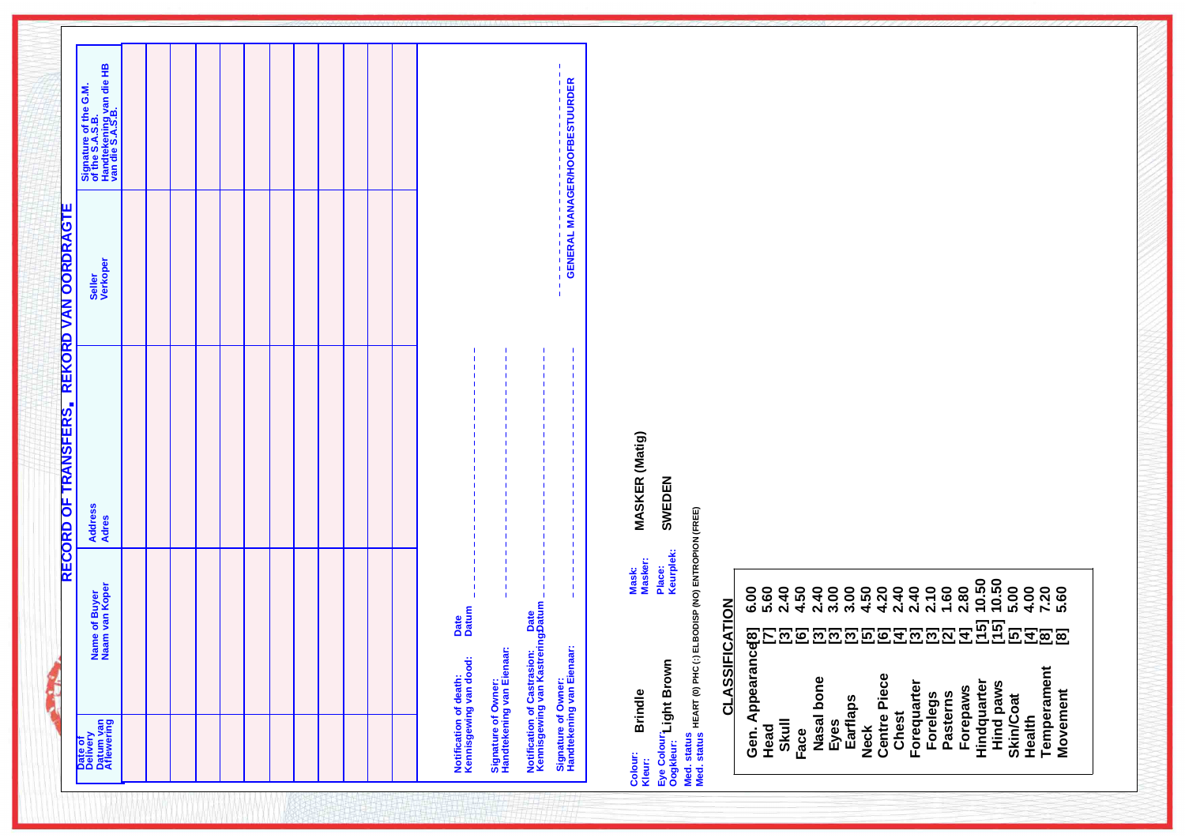# RECORD OF TRANSFERS. REKORD VAN OORDRAGTE

| Date of Delivery Datum van Aflewering | Name of Buyer Naam van Koper | Address Adres | Seller Verkoper | Signature of the G.M. of the S.A.S.B. Handtekening van die HB van die S.A.S.B. |
|---|---|---|---|---|
| | | | | |
| | | | | |
| | | | | |
| | | | | |
| | | | | |
| | | | | |
| | | | | |
| | | | | |
| | | | | |
| | | | | |
| | | | | |
| | | | | |

Notification of death: Kennisgewing van dood: Date Datum ------------------------

Signature of Owner: Handtekening van Eienaar: ------------------------

Notification of Castrasion: Kennisgewing van Kastrering Date Datum ------------------------

Signature of Owner: Handtekening van Eienaar: ------------------------

------------------------
GENERAL MANAGER/HOOFBESTUURDER

Colour: Kleur: Brindle

Mask: Masker: MASKER (Matig)

Eye Colour: Oogkleur: Light Brown

Place: Keurplek: SWEDEN

Med. status Med. status HEART (0) PHC (-) ELBODISP (NO) ENTROPION (FREE)

## CLASSIFICATION

| | | |
|---|---|---|
| Gen. Appearance | [8] | 6.00 |
| Head | [7] | 5.60 |
| Skull | [3] | 2.40 |
| Face | [6] | 4.50 |
| Nasal bone | [3] | 2.40 |
| Eyes | [3] | 3.00 |
| Earflaps | [3] | 3.00 |
| Neck | [5] | 4.50 |
| Centre Piece | [6] | 4.20 |
| Chest | [4] | 2.40 |
| Forequarter | [3] | 2.40 |
| Forelegs | [3] | 2.10 |
| Pasterns | [2] | 1.60 |
| Forepaws | [4] | 2.80 |
| Hindquarter | [15] | 10.50 |
| Hind paws | [15] | 10.50 |
| Skin/Coat | [5] | 5.00 |
| Health | [4] | 4.00 |
| Temperament | [8] | 7.20 |
| Movement | [8] | 5.60 |